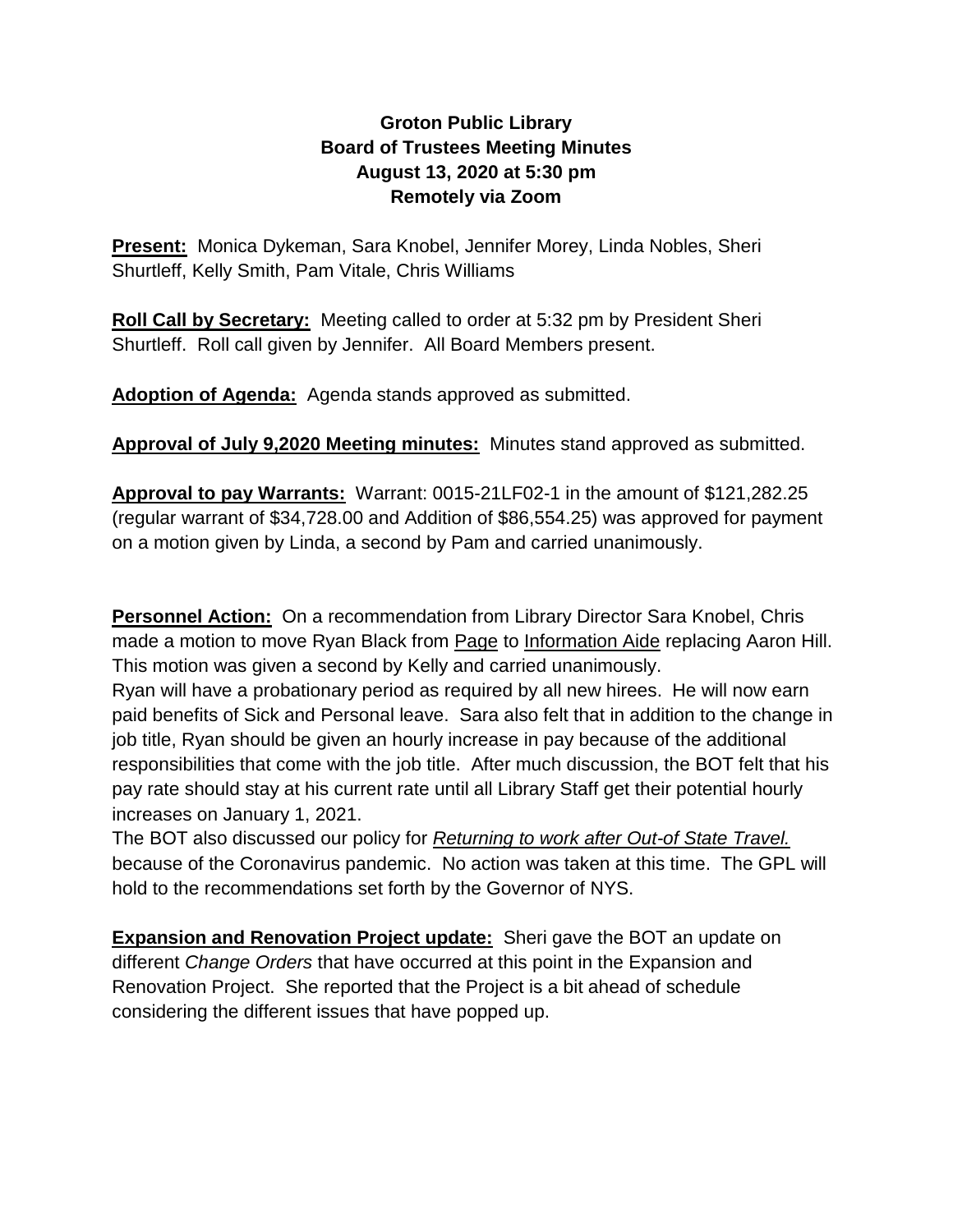**Groton Public Library**
**Board of Trustees Meeting Minutes**
**August 13, 2020 at 5:30 pm**
**Remotely via Zoom**

**Present:** Monica Dykeman, Sara Knobel, Jennifer Morey, Linda Nobles, Sheri Shurtleff, Kelly Smith, Pam Vitale, Chris Williams

**Roll Call by Secretary:** Meeting called to order at 5:32 pm by President Sheri Shurtleff. Roll call given by Jennifer. All Board Members present.

**Adoption of Agenda:** Agenda stands approved as submitted.

**Approval of July 9,2020 Meeting minutes:** Minutes stand approved as submitted.

**Approval to pay Warrants:** Warrant: 0015-21LF02-1 in the amount of \$121,282.25 (regular warrant of \$34,728.00 and Addition of \$86,554.25) was approved for payment on a motion given by Linda, a second by Pam and carried unanimously.

**Personnel Action:** On a recommendation from Library Director Sara Knobel, Chris made a motion to move Ryan Black from Page to Information Aide replacing Aaron Hill. This motion was given a second by Kelly and carried unanimously.
Ryan will have a probationary period as required by all new hirees. He will now earn paid benefits of Sick and Personal leave. Sara also felt that in addition to the change in job title, Ryan should be given an hourly increase in pay because of the additional responsibilities that come with the job title. After much discussion, the BOT felt that his pay rate should stay at his current rate until all Library Staff get their potential hourly increases on January 1, 2021.
The BOT also discussed our policy for *Returning to work after Out-of State Travel.* because of the Coronavirus pandemic. No action was taken at this time. The GPL will hold to the recommendations set forth by the Governor of NYS.

**Expansion and Renovation Project update:** Sheri gave the BOT an update on different *Change Orders* that have occurred at this point in the Expansion and Renovation Project. She reported that the Project is a bit ahead of schedule considering the different issues that have popped up.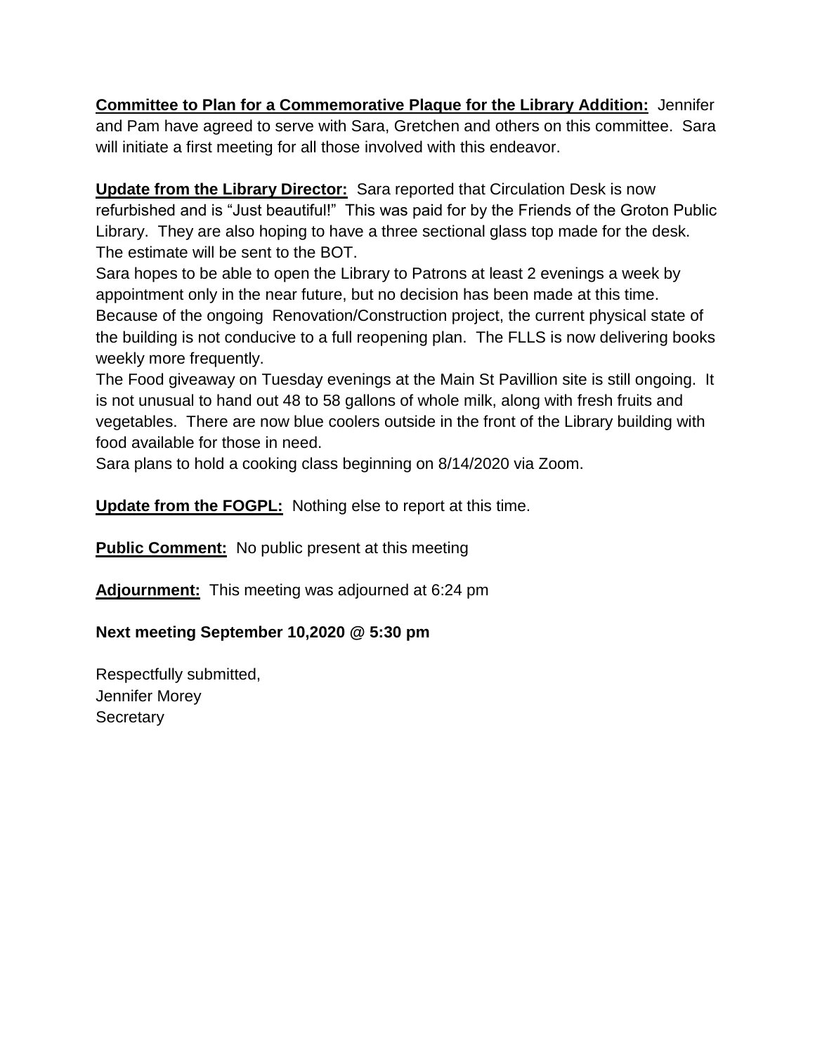**Committee to Plan for a Commemorative Plaque for the Library Addition:** Jennifer and Pam have agreed to serve with Sara, Gretchen and others on this committee. Sara will initiate a first meeting for all those involved with this endeavor.

**Update from the Library Director:** Sara reported that Circulation Desk is now refurbished and is "Just beautiful!" This was paid for by the Friends of the Groton Public Library. They are also hoping to have a three sectional glass top made for the desk. The estimate will be sent to the BOT.

Sara hopes to be able to open the Library to Patrons at least 2 evenings a week by appointment only in the near future, but no decision has been made at this time. Because of the ongoing Renovation/Construction project, the current physical state of the building is not conducive to a full reopening plan. The FLLS is now delivering books weekly more frequently.

The Food giveaway on Tuesday evenings at the Main St Pavillion site is still ongoing. It is not unusual to hand out 48 to 58 gallons of whole milk, along with fresh fruits and vegetables. There are now blue coolers outside in the front of the Library building with food available for those in need.

Sara plans to hold a cooking class beginning on 8/14/2020 via Zoom.

**Update from the FOGPL:** Nothing else to report at this time.

**Public Comment:** No public present at this meeting

**Adjournment:** This meeting was adjourned at 6:24 pm

**Next meeting September 10,2020 @ 5:30 pm**

Respectfully submitted,
Jennifer Morey
Secretary